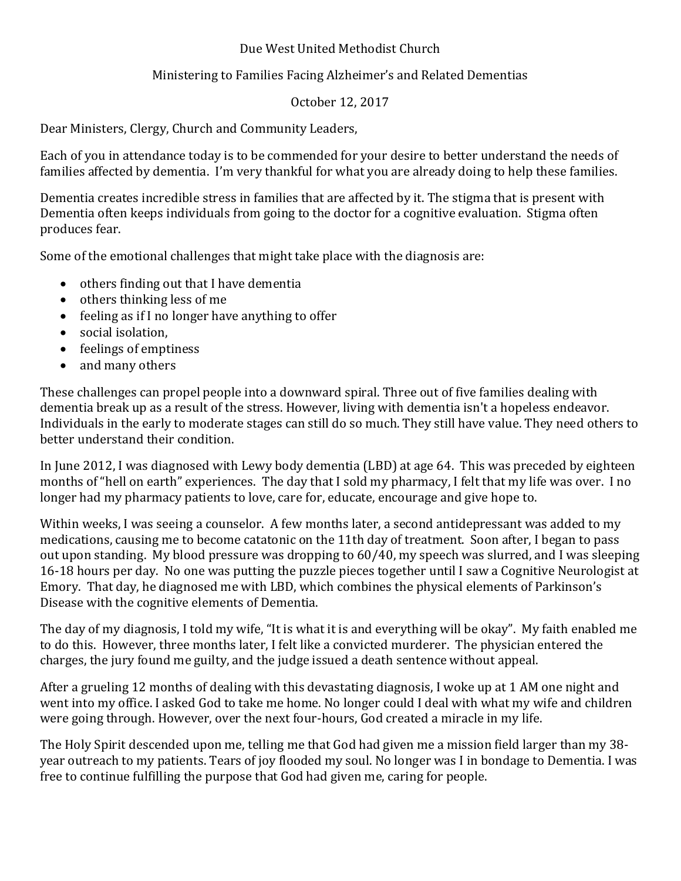Due West United Methodist Church

Ministering to Families Facing Alzheimer's and Related Dementias

October 12, 2017

Dear Ministers, Clergy, Church and Community Leaders,

Each of you in attendance today is to be commended for your desire to better understand the needs of families affected by dementia. I'm very thankful for what you are already doing to help these families.

Dementia creates incredible stress in families that are affected by it. The stigma that is present with Dementia often keeps individuals from going to the doctor for a cognitive evaluation. Stigma often produces fear.

Some of the emotional challenges that might take place with the diagnosis are:

- others finding out that I have dementia
- others thinking less of me
- feeling as if I no longer have anything to offer
- social isolation,
- feelings of emptiness
- and many others

These challenges can propel people into a downward spiral. Three out of five families dealing with dementia break up as a result of the stress. However, living with dementia isn't a hopeless endeavor. Individuals in the early to moderate stages can still do so much. They still have value. They need others to better understand their condition.

In June 2012, I was diagnosed with Lewy body dementia (LBD) at age 64. This was preceded by eighteen months of "hell on earth" experiences. The day that I sold my pharmacy, I felt that my life was over. I no longer had my pharmacy patients to love, care for, educate, encourage and give hope to.

Within weeks, I was seeing a counselor. A few months later, a second antidepressant was added to my medications, causing me to become catatonic on the 11th day of treatment. Soon after, I began to pass out upon standing. My blood pressure was dropping to 60/40, my speech was slurred, and I was sleeping 16-18 hours per day. No one was putting the puzzle pieces together until I saw a Cognitive Neurologist at Emory. That day, he diagnosed me with LBD, which combines the physical elements of Parkinson's Disease with the cognitive elements of Dementia.

The day of my diagnosis, I told my wife, "It is what it is and everything will be okay". My faith enabled me to do this. However, three months later, I felt like a convicted murderer. The physician entered the charges, the jury found me guilty, and the judge issued a death sentence without appeal.

After a grueling 12 months of dealing with this devastating diagnosis, I woke up at 1 AM one night and went into my office. I asked God to take me home. No longer could I deal with what my wife and children were going through. However, over the next four-hours, God created a miracle in my life.

The Holy Spirit descended upon me, telling me that God had given me a mission field larger than my 38-year outreach to my patients. Tears of joy flooded my soul. No longer was I in bondage to Dementia. I was free to continue fulfilling the purpose that God had given me, caring for people.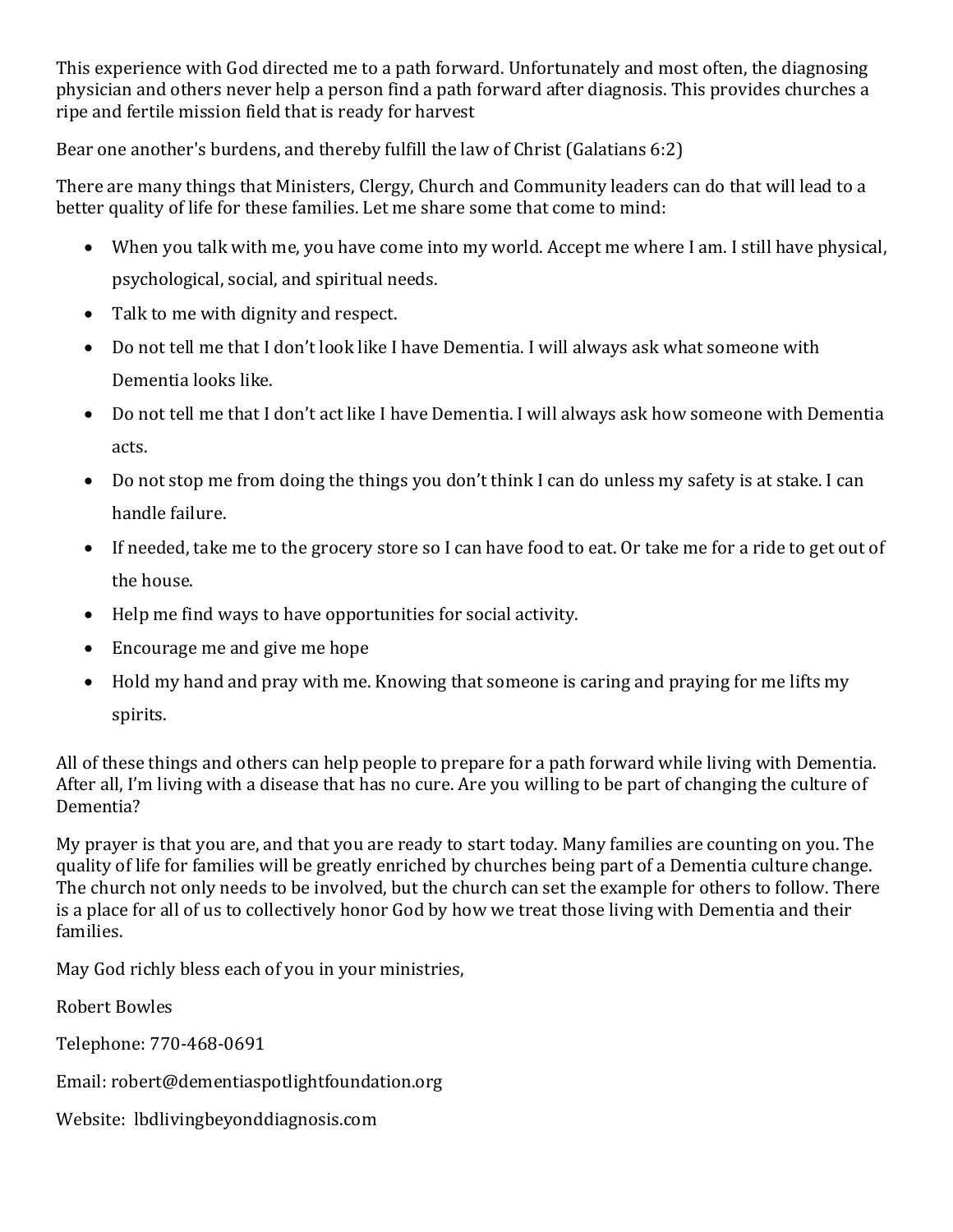This experience with God directed me to a path forward. Unfortunately and most often, the diagnosing physician and others never help a person find a path forward after diagnosis. This provides churches a ripe and fertile mission field that is ready for harvest

Bear one another's burdens, and thereby fulfill the law of Christ (Galatians 6:2)

There are many things that Ministers, Clergy, Church and Community leaders can do that will lead to a better quality of life for these families. Let me share some that come to mind:

- When you talk with me, you have come into my world. Accept me where I am. I still have physical, psychological, social, and spiritual needs.
- Talk to me with dignity and respect.
- Do not tell me that I don't look like I have Dementia. I will always ask what someone with Dementia looks like.
- Do not tell me that I don't act like I have Dementia. I will always ask how someone with Dementia acts.
- Do not stop me from doing the things you don't think I can do unless my safety is at stake. I can handle failure.
- If needed, take me to the grocery store so I can have food to eat. Or take me for a ride to get out of the house.
- Help me find ways to have opportunities for social activity.
- Encourage me and give me hope
- Hold my hand and pray with me. Knowing that someone is caring and praying for me lifts my spirits.

All of these things and others can help people to prepare for a path forward while living with Dementia. After all, I'm living with a disease that has no cure. Are you willing to be part of changing the culture of Dementia?

My prayer is that you are, and that you are ready to start today. Many families are counting on you. The quality of life for families will be greatly enriched by churches being part of a Dementia culture change. The church not only needs to be involved, but the church can set the example for others to follow. There is a place for all of us to collectively honor God by how we treat those living with Dementia and their families.

May God richly bless each of you in your ministries,

Robert Bowles

Telephone: 770-468-0691

Email: robert@dementiaspotlightfoundation.org

Website: lbdlivingbeyonddiagnosis.com